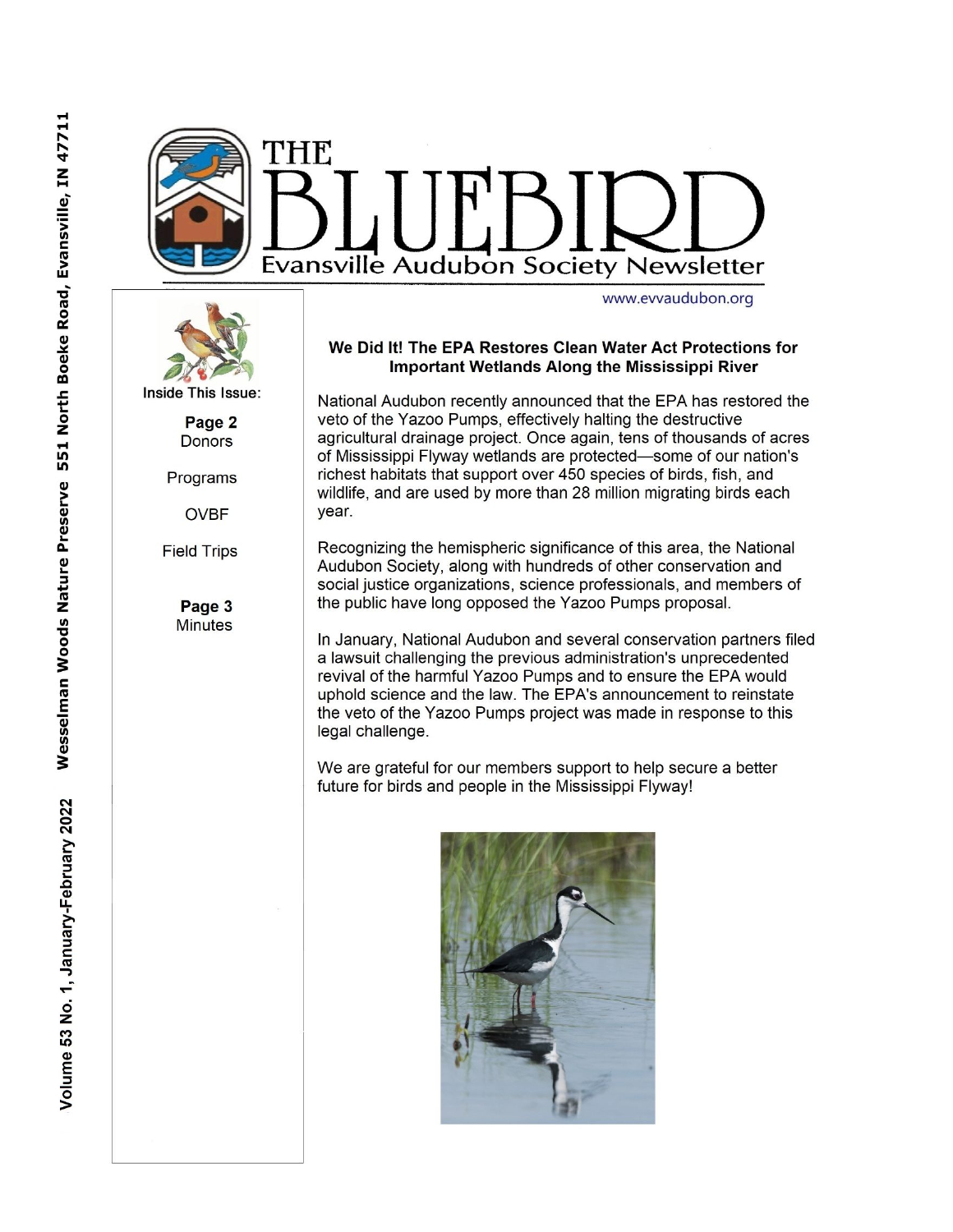# THE BLUEBIRD

## Evansville Audubon Society Newsletter

www.evvaudubon.org

Volume 53 No. 1, January-February 2022 Wesselman Woods Nature Preserve 551 North Boeke Road, Evansville, IN 47711

**Inside This Issue:**

**Page 2**
Donors

Programs

OVBF

Field Trips

**Page 3**
Minutes

### We Did It! The EPA Restores Clean Water Act Protections for Important Wetlands Along the Mississippi River

National Audubon recently announced that the EPA has restored the veto of the Yazoo Pumps, effectively halting the destructive agricultural drainage project. Once again, tens of thousands of acres of Mississippi Flyway wetlands are protected—some of our nation's richest habitats that support over 450 species of birds, fish, and wildlife, and are used by more than 28 million migrating birds each year.

Recognizing the hemispheric significance of this area, the National Audubon Society, along with hundreds of other conservation and social justice organizations, science professionals, and members of the public have long opposed the Yazoo Pumps proposal.

In January, National Audubon and several conservation partners filed a lawsuit challenging the previous administration's unprecedented revival of the harmful Yazoo Pumps and to ensure the EPA would uphold science and the law. The EPA's announcement to reinstate the veto of the Yazoo Pumps project was made in response to this legal challenge.

We are grateful for our members support to help secure a better future for birds and people in the Mississippi Flyway!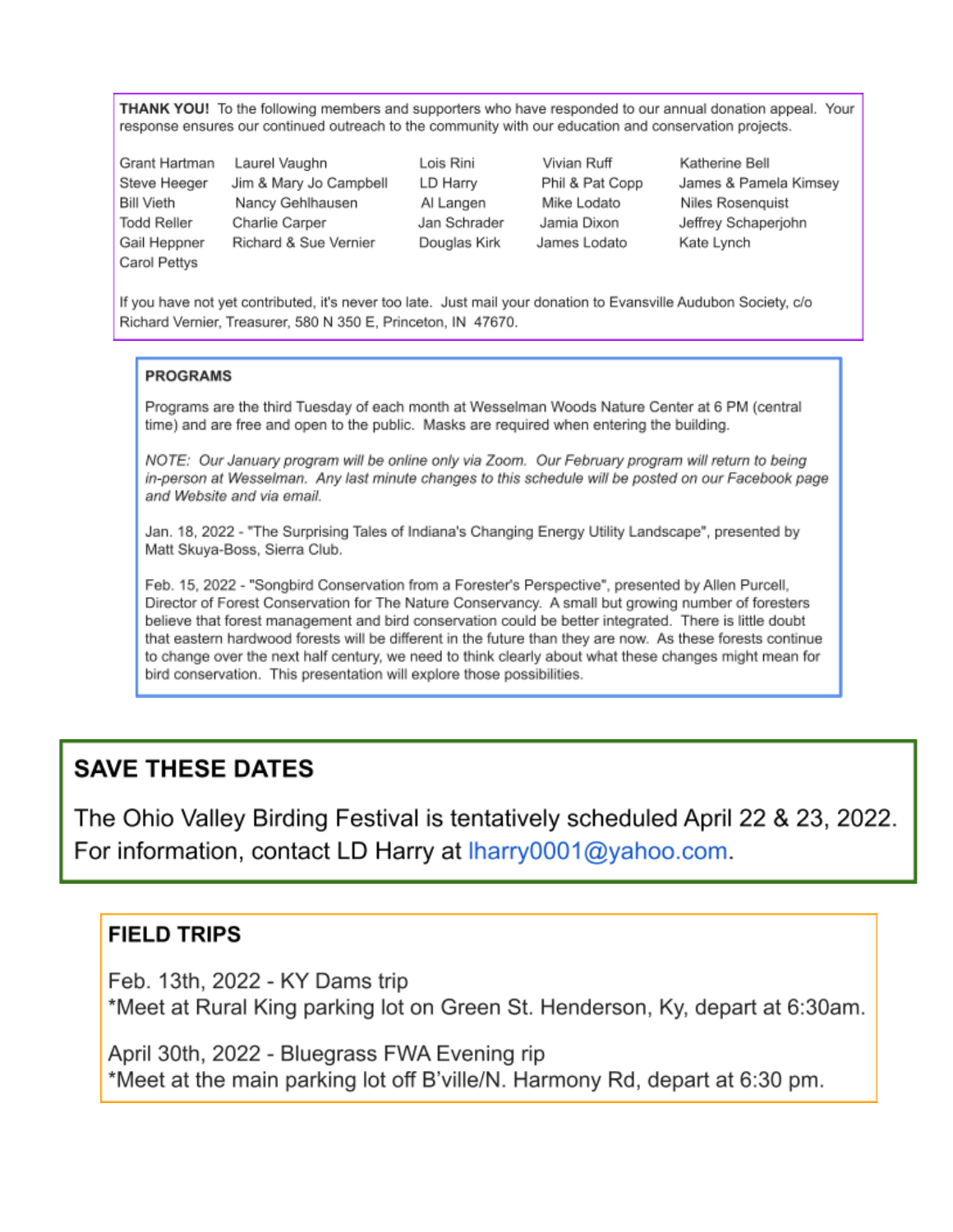**THANK YOU!** To the following members and supporters who have responded to our annual donation appeal. Your response ensures our continued outreach to the community with our education and conservation projects.

| | | | | |
|---|---|---|---|---|
| Grant Hartman | Laurel Vaughn | Lois Rini | Vivian Ruff | Katherine Bell |
| Steve Heeger | Jim & Mary Jo Campbell | LD Harry | Phil & Pat Copp | James & Pamela Kimsey |
| Bill Vieth | Nancy Gehlhausen | Al Langen | Mike Lodato | Niles Rosenquist |
| Todd Reller | Charlie Carper | Jan Schrader | Jamia Dixon | Jeffrey Schaperjohn |
| Gail Heppner | Richard & Sue Vernier | Douglas Kirk | James Lodato | Kate Lynch |
| Carol Pettys | | | | |

If you have not yet contributed, it's never too late. Just mail your donation to Evansville Audubon Society, c/o Richard Vernier, Treasurer, 580 N 350 E, Princeton, IN 47670.

## PROGRAMS

Programs are the third Tuesday of each month at Wesselman Woods Nature Center at 6 PM (central time) and are free and open to the public. Masks are required when entering the building.

*NOTE: Our January program will be online only via Zoom. Our February program will return to being in-person at Wesselman. Any last minute changes to this schedule will be posted on our Facebook page and Website and via email.*

Jan. 18, 2022 - "The Surprising Tales of Indiana's Changing Energy Utility Landscape", presented by Matt Skuya-Boss, Sierra Club.

Feb. 15, 2022 - "Songbird Conservation from a Forester's Perspective", presented by Allen Purcell, Director of Forest Conservation for The Nature Conservancy. A small but growing number of foresters believe that forest management and bird conservation could be better integrated. There is little doubt that eastern hardwood forests will be different in the future than they are now. As these forests continue to change over the next half century, we need to think clearly about what these changes might mean for bird conservation. This presentation will explore those possibilities.

## SAVE THESE DATES

The Ohio Valley Birding Festival is tentatively scheduled April 22 & 23, 2022. For information, contact LD Harry at lharry0001@yahoo.com.

## FIELD TRIPS

Feb. 13th, 2022 - KY Dams trip
*Meet at Rural King parking lot on Green St. Henderson, Ky, depart at 6:30am.

April 30th, 2022 - Bluegrass FWA Evening rip
*Meet at the main parking lot off B'ville/N. Harmony Rd, depart at 6:30 pm.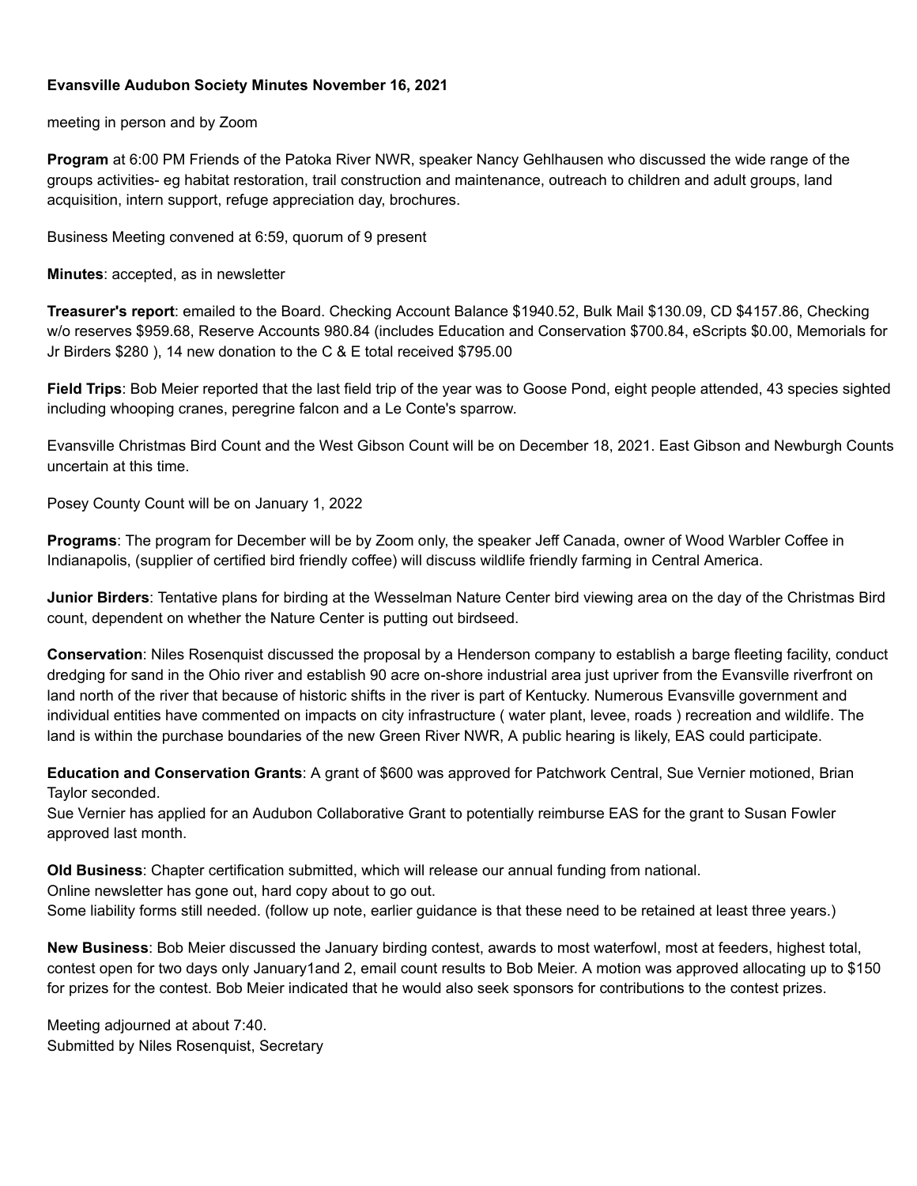**Evansville Audubon Society Minutes November 16, 2021**

meeting in person and by Zoom

**Program** at 6:00 PM Friends of the Patoka River NWR, speaker Nancy Gehlhausen who discussed the wide range of the groups activities- eg habitat restoration, trail construction and maintenance, outreach to children and adult groups, land acquisition, intern support, refuge appreciation day, brochures.

Business Meeting convened at 6:59, quorum of 9 present

**Minutes**: accepted, as in newsletter

**Treasurer's report**: emailed to the Board. Checking Account Balance $1940.52, Bulk Mail $130.09, CD $4157.86, Checking w/o reserves $959.68, Reserve Accounts 980.84 (includes Education and Conservation $700.84, eScripts $0.00, Memorials for Jr Birders $280 ), 14 new donation to the C & E total received $795.00

**Field Trips**: Bob Meier reported that the last field trip of the year was to Goose Pond, eight people attended, 43 species sighted including whooping cranes, peregrine falcon and a Le Conte's sparrow.

Evansville Christmas Bird Count and the West Gibson Count will be on December 18, 2021. East Gibson and Newburgh Counts uncertain at this time.

Posey County Count will be on January 1, 2022

**Programs**: The program for December will be by Zoom only, the speaker Jeff Canada, owner of Wood Warbler Coffee in Indianapolis, (supplier of certified bird friendly coffee) will discuss wildlife friendly farming in Central America.

**Junior Birders**: Tentative plans for birding at the Wesselman Nature Center bird viewing area on the day of the Christmas Bird count, dependent on whether the Nature Center is putting out birdseed.

**Conservation**: Niles Rosenquist discussed the proposal by a Henderson company to establish a barge fleeting facility, conduct dredging for sand in the Ohio river and establish 90 acre on-shore industrial area just upriver from the Evansville riverfront on land north of the river that because of historic shifts in the river is part of Kentucky. Numerous Evansville government and individual entities have commented on impacts on city infrastructure ( water plant, levee, roads ) recreation and wildlife. The land is within the purchase boundaries of the new Green River NWR, A public hearing is likely, EAS could participate.

**Education and Conservation Grants**: A grant of $600 was approved for Patchwork Central, Sue Vernier motioned, Brian Taylor seconded.
Sue Vernier has applied for an Audubon Collaborative Grant to potentially reimburse EAS for the grant to Susan Fowler approved last month.

**Old Business**: Chapter certification submitted, which will release our annual funding from national.
Online newsletter has gone out, hard copy about to go out.
Some liability forms still needed. (follow up note, earlier guidance is that these need to be retained at least three years.)

**New Business**: Bob Meier discussed the January birding contest, awards to most waterfowl, most at feeders, highest total, contest open for two days only January1and 2, email count results to Bob Meier. A motion was approved allocating up to $150 for prizes for the contest. Bob Meier indicated that he would also seek sponsors for contributions to the contest prizes.

Meeting adjourned at about 7:40.
Submitted by Niles Rosenquist, Secretary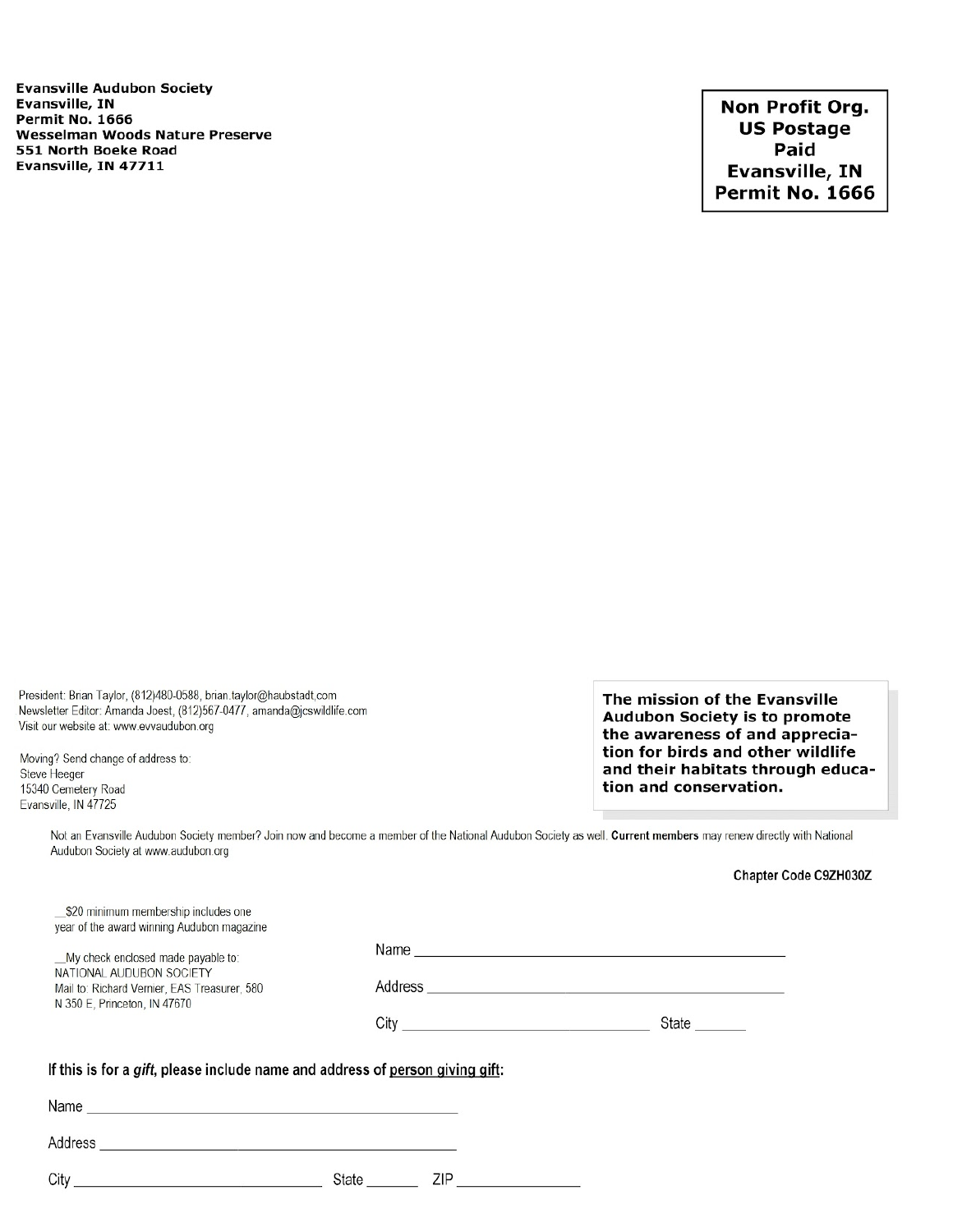**Evansville Audubon Society**
**Evansville, IN**
**Permit No. 1666**
**Wesselman Woods Nature Preserve**
**551 North Boeke Road**
**Evansville, IN 47711**

**Non Profit Org.**
**US Postage**
**Paid**
**Evansville, IN**
**Permit No. 1666**

President: Brian Taylor, (812)480-0588, brian.taylor@haubstadt.com
Newsletter Editor: Amanda Joest, (812)567-0477, amanda@jcswildlife.com
Visit our website at: www.evvaudubon.org

Moving? Send change of address to:
Steve Heeger
15340 Cemetery Road
Evansville, IN 47725

**The mission of the Evansville Audubon Society is to promote the awareness of and appreciation for birds and other wildlife and their habitats through education and conservation.**

Not an Evansville Audubon Society member? Join now and become a member of the National Audubon Society as well. **Current members** may renew directly with National Audubon Society at www.audubon.org

**Chapter Code C9ZH030Z**

__$20 minimum membership includes one year of the award winning Audubon magazine

__My check enclosed made payable to: NATIONAL AUDUBON SOCIETY
Mail to: Richard Vernier, EAS Treasurer, 580 N 350 E, Princeton, IN 47670

Name ______________________________________________

Address ____________________________________________

City ______________________________ State _______

If this is for a *gift*, please include name and address of person giving gift:

Name ______________________________________________

Address ____________________________________________

City ______________________________ State _______ ZIP _______________